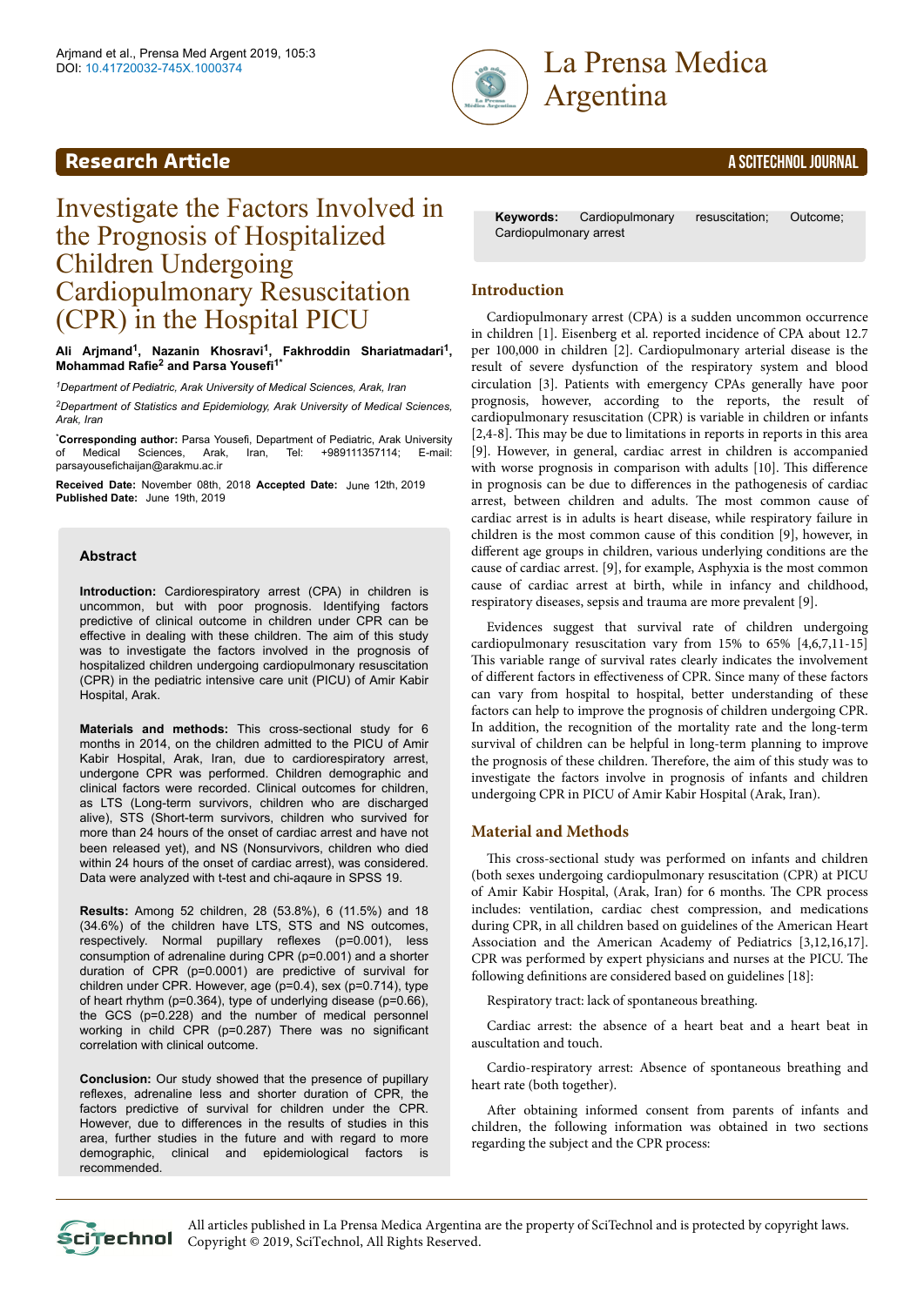Research Article

# Investigate the Factors Involved in the Prognosis of Hospitalized Children Undergoing Cardiopulmonary Resuscitation (CPR) in the Hospital PICU

**Ali Arjmand[1], Nazanin Khosravi[1], Fakhroddin Shariatmadari[1], Mohammad Rafie[2] and Parsa Yousefi[1*]**

*[1]Department of Pediatric, Arak University of Medical Sciences, Arak, Iran*

*[2]Department of Statistics and Epidemiology, Arak University of Medical Sciences, Arak, Iran*

**[*]Corresponding author:** Parsa Yousefi, Department of Pediatric, Arak University of Medical Sciences, Arak, Iran, Tel: +989111357114; E-mail: parsayousefichaijan@arakmu.ac.ir

**Received Date:** November 08th, 2018 **Accepted Date:** June 12th, 2019
**Published Date:** June 19th, 2019

### Abstract

**Introduction:** Cardiorespiratory arrest (CPA) in children is uncommon, but with poor prognosis. Identifying factors predictive of clinical outcome in children under CPR can be effective in dealing with these children. The aim of this study was to investigate the factors involved in the prognosis of hospitalized children undergoing cardiopulmonary resuscitation (CPR) in the pediatric intensive care unit (PICU) of Amir Kabir Hospital, Arak.

**Materials and methods:** This cross-sectional study for 6 months in 2014, on the children admitted to the PICU of Amir Kabir Hospital, Arak, Iran, due to cardiorespiratory arrest, undergone CPR was performed. Children demographic and clinical factors were recorded. Clinical outcomes for children, as LTS (Long-term survivors, children who are discharged alive), STS (Short-term survivors, children who survived for more than 24 hours of the onset of cardiac arrest and have not been released yet), and NS (Nonsurvivors, children who died within 24 hours of the onset of cardiac arrest), was considered. Data were analyzed with t-test and chi-aqaure in SPSS 19.

**Results:** Among 52 children, 28 (53.8%), 6 (11.5%) and 18 (34.6%) of the children have LTS, STS and NS outcomes, respectively. Normal pupillary reflexes ($p=0.001$), less consumption of adrenaline during CPR ($p=0.001$) and a shorter duration of CPR ($p=0.0001$) are predictive of survival for children under CPR. However, age ($p=0.4$), sex ($p=0.714$), type of heart rhythm ($p=0.364$), type of underlying disease ($p=0.66$), the GCS ($p=0.228$) and the number of medical personnel working in child CPR ($p=0.287$) There was no significant correlation with clinical outcome.

**Conclusion:** Our study showed that the presence of pupillary reflexes, adrenaline less and shorter duration of CPR, the factors predictive of survival for children under the CPR. However, due to differences in the results of studies in this area, further studies in the future and with regard to more demographic, clinical and epidemiological factors is recommended.

**Keywords:** Cardiopulmonary resuscitation; Outcome; Cardiopulmonary arrest

## Introduction

Cardiopulmonary arrest (CPA) is a sudden uncommon occurrence in children [1]. Eisenberg et al. reported incidence of CPA about 12.7 per 100,000 in children [2]. Cardiopulmonary arterial disease is the result of severe dysfunction of the respiratory system and blood circulation [3]. Patients with emergency CPAs generally have poor prognosis, however, according to the reports, the result of cardiopulmonary resuscitation (CPR) is variable in children or infants [2,4-8]. This may be due to limitations in reports in reports in this area [9]. However, in general, cardiac arrest in children is accompanied with worse prognosis in comparison with adults [10]. This difference in prognosis can be due to differences in the pathogenesis of cardiac arrest, between children and adults. The most common cause of cardiac arrest is in adults is heart disease, while respiratory failure in children is the most common cause of this condition [9], however, in different age groups in children, various underlying conditions are the cause of cardiac arrest. [9], for example, Asphyxia is the most common cause of cardiac arrest at birth, while in infancy and childhood, respiratory diseases, sepsis and trauma are more prevalent [9].

Evidences suggest that survival rate of children undergoing cardiopulmonary resuscitation vary from 15% to 65% [4,6,7,11-15] This variable range of survival rates clearly indicates the involvement of different factors in effectiveness of CPR. Since many of these factors can vary from hospital to hospital, better understanding of these factors can help to improve the prognosis of children undergoing CPR. In addition, the recognition of the mortality rate and the long-term survival of children can be helpful in long-term planning to improve the prognosis of these children. Therefore, the aim of this study was to investigate the factors involve in prognosis of infants and children undergoing CPR in PICU of Amir Kabir Hospital (Arak, Iran).

## Material and Methods

This cross-sectional study was performed on infants and children (both sexes undergoing cardiopulmonary resuscitation (CPR) at PICU of Amir Kabir Hospital, (Arak, Iran) for 6 months. The CPR process includes: ventilation, cardiac chest compression, and medications during CPR, in all children based on guidelines of the American Heart Association and the American Academy of Pediatrics [3,12,16,17]. CPR was performed by expert physicians and nurses at the PICU. The following definitions are considered based on guidelines [18]:

Respiratory tract: lack of spontaneous breathing.

Cardiac arrest: the absence of a heart beat and a heart beat in auscultation and touch.

Cardio-respiratory arrest: Absence of spontaneous breathing and heart rate (both together).

After obtaining informed consent from parents of infants and children, the following information was obtained in two sections regarding the subject and the CPR process:

All articles published in La Prensa Medica Argentina are the property of SciTechnol and is protected by copyright laws. Copyright © 2019, SciTechnol, All Rights Reserved.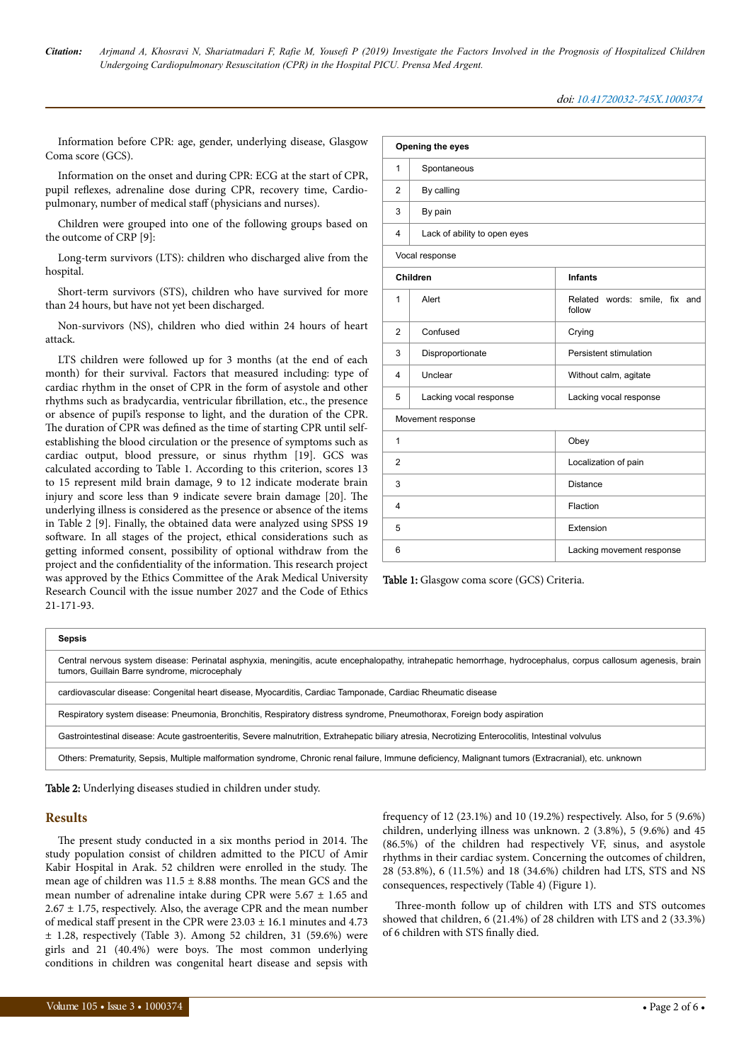Information before CPR: age, gender, underlying disease, Glasgow Coma score (GCS).

Information on the onset and during CPR: ECG at the start of CPR, pupil reflexes, adrenaline dose during CPR, recovery time, Cardio-pulmonary, number of medical staff (physicians and nurses).

Children were grouped into one of the following groups based on the outcome of CRP [9]:

Long-term survivors (LTS): children who discharged alive from the hospital.

Short-term survivors (STS), children who have survived for more than 24 hours, but have not yet been discharged.

Non-survivors (NS), children who died within 24 hours of heart attack.

LTS children were followed up for 3 months (at the end of each month) for their survival. Factors that measured including: type of cardiac rhythm in the onset of CPR in the form of asystole and other rhythms such as bradycardia, ventricular fibrillation, etc., the presence or absence of pupil's response to light, and the duration of the CPR. The duration of CPR was defined as the time of starting CPR until self-establishing the blood circulation or the presence of symptoms such as cardiac output, blood pressure, or sinus rhythm [19]. GCS was calculated according to Table 1. According to this criterion, scores 13 to 15 represent mild brain damage, 9 to 12 indicate moderate brain injury and score less than 9 indicate severe brain damage [20]. The underlying illness is considered as the presence or absence of the items in Table 2 [9]. Finally, the obtained data were analyzed using SPSS 19 software. In all stages of the project, ethical considerations such as getting informed consent, possibility of optional withdraw from the project and the confidentiality of the information. This research project was approved by the Ethics Committee of the Arak Medical University Research Council with the issue number 2027 and the Code of Ethics 21-171-93.

| **Opening the eyes** | | |
|---|---|---|
| 1 | Spontaneous | |
| 2 | By calling | |
| 3 | By pain | |
| 4 | Lack of ability to open eyes | |
| Vocal response | | |
| **Children** | | **Infants** |
| 1 | Alert | Related words: smile, fix and follow |
| 2 | Confused | Crying |
| 3 | Disproportionate | Persistent stimulation |
| 4 | Unclear | Without calm, agitate |
| 5 | Lacking vocal response | Lacking vocal response |
| Movement response | | |
| 1 | | Obey |
| 2 | | Localization of pain |
| 3 | | Distance |
| 4 | | Flaction |
| 5 | | Extension |
| 6 | | Lacking movement response |

**Table 1:** Glasgow coma score (GCS) Criteria.

| **Sepsis** |
|---|
| Central nervous system disease: Perinatal asphyxia, meningitis, acute encephalopathy, intrahepatic hemorrhage, hydrocephalus, corpus callosum agenesis, brain tumors, Guillain Barre syndrome, microcephaly |
| cardiovascular disease: Congenital heart disease, Myocarditis, Cardiac Tamponade, Cardiac Rheumatic disease |
| Respiratory system disease: Pneumonia, Bronchitis, Respiratory distress syndrome, Pneumothorax, Foreign body aspiration |
| Gastrointestinal disease: Acute gastroenteritis, Severe malnutrition, Extrahepatic biliary atresia, Necrotizing Enterocolitis, Intestinal volvulus |
| Others: Prematurity, Sepsis, Multiple malformation syndrome, Chronic renal failure, Immune deficiency, Malignant tumors (Extracranial), etc. unknown |

**Table 2:** Underlying diseases studied in children under study.

## Results

The present study conducted in a six months period in 2014. The study population consist of children admitted to the PICU of Amir Kabir Hospital in Arak. 52 children were enrolled in the study. The mean age of children was 11.5 ± 8.88 months. The mean GCS and the mean number of adrenaline intake during CPR were 5.67 ± 1.65 and 2.67 ± 1.75, respectively. Also, the average CPR and the mean number of medical staff present in the CPR were 23.03 ± 16.1 minutes and 4.73 ± 1.28, respectively (Table 3). Among 52 children, 31 (59.6%) were girls and 21 (40.4%) were boys. The most common underlying conditions in children was congenital heart disease and sepsis with frequency of 12 (23.1%) and 10 (19.2%) respectively. Also, for 5 (9.6%) children, underlying illness was unknown. 2 (3.8%), 5 (9.6%) and 45 (86.5%) of the children had respectively VF, sinus, and asystole rhythms in their cardiac system. Concerning the outcomes of children, 28 (53.8%), 6 (11.5%) and 18 (34.6%) children had LTS, STS and NS consequences, respectively (Table 4) (Figure 1).

Three-month follow up of children with LTS and STS outcomes showed that children, 6 (21.4%) of 28 children with LTS and 2 (33.3%) of 6 children with STS finally died.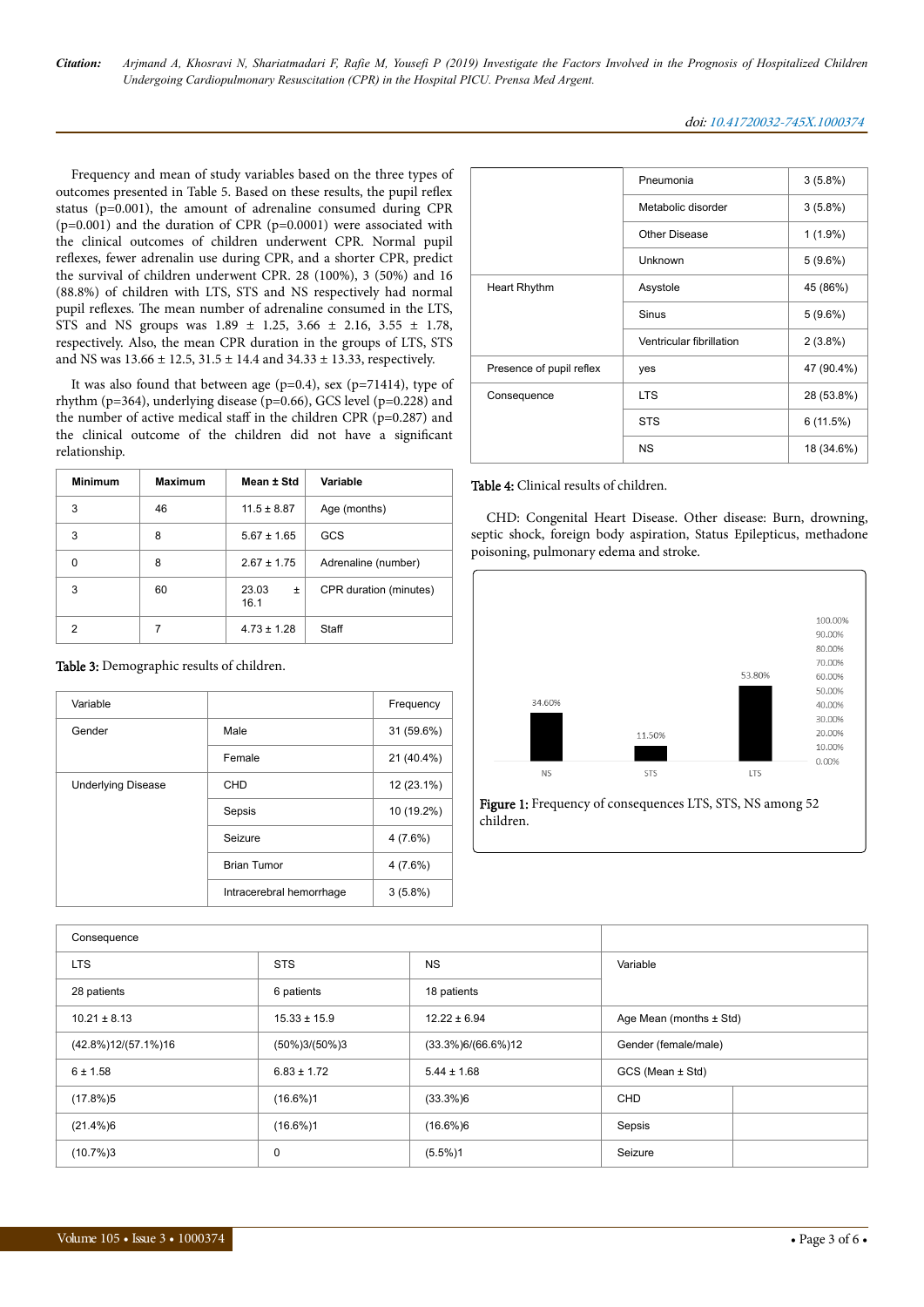Frequency and mean of study variables based on the three types of outcomes presented in Table 5. Based on these results, the pupil reflex status (p=0.001), the amount of adrenaline consumed during CPR (p=0.001) and the duration of CPR (p=0.0001) were associated with the clinical outcomes of children underwent CPR. Normal pupil reflexes, fewer adrenalin use during CPR, and a shorter CPR, predict the survival of children underwent CPR. 28 (100%), 3 (50%) and 16 (88.8%) of children with LTS, STS and NS respectively had normal pupil reflexes. The mean number of adrenaline consumed in the LTS, STS and NS groups was 1.89 ± 1.25, 3.66 ± 2.16, 3.55 ± 1.78, respectively. Also, the mean CPR duration in the groups of LTS, STS and NS was 13.66 ± 12.5, 31.5 ± 14.4 and 34.33 ± 13.33, respectively.

It was also found that between age (p=0.4), sex (p=71414), type of rhythm (p=364), underlying disease (p=0.66), GCS level (p=0.228) and the number of active medical staff in the children CPR (p=0.287) and the clinical outcome of the children did not have a significant relationship.

| Minimum | Maximum | Mean ± Std | Variable |
|---|---|---|---|
| 3 | 46 | 11.5 ± 8.87 | Age (months) |
| 3 | 8 | 5.67 ± 1.65 | GCS |
| 0 | 8 | 2.67 ± 1.75 | Adrenaline (number) |
| 3 | 60 | 23.03 ± 16.1 | CPR duration (minutes) |
| 2 | 7 | 4.73 ± 1.28 | Staff |

**Table 3:** Demographic results of children.

| Variable | | Frequency |
|---|---|---|
| Gender | Male | 31 (59.6%) |
| | Female | 21 (40.4%) |
| Underlying Disease | CHD | 12 (23.1%) |
| | Sepsis | 10 (19.2%) |
| | Seizure | 4 (7.6%) |
| | Brian Tumor | 4 (7.6%) |
| | Intracerebral hemorrhage | 3 (5.8%) |
| | Pneumonia | 3 (5.8%) |
| | Metabolic disorder | 3 (5.8%) |
| | Other Disease | 1 (1.9%) |
| | Unknown | 5 (9.6%) |
| Heart Rhythm | Asystole | 45 (86%) |
| | Sinus | 5 (9.6%) |
| | Ventricular fibrillation | 2 (3.8%) |
| Presence of pupil reflex | yes | 47 (90.4%) |
| Consequence | LTS | 28 (53.8%) |
| | STS | 6 (11.5%) |
| | NS | 18 (34.6%) |

**Table 4:** Clinical results of children.

CHD: Congenital Heart Disease. Other disease: Burn, drowning, septic shock, foreign body aspiration, Status Epilepticus, methadone poisoning, pulmonary edema and stroke.

**Figure 1:** Frequency of consequences LTS, STS, NS among 52 children.

| Consequence | | | Variable | |
|---|---|---|---|---|
| LTS | STS | NS | | |
| 28 patients | 6 patients | 18 patients | | |
| 10.21 ± 8.13 | 15.33 ± 15.9 | 12.22 ± 6.94 | Age Mean (months ± Std) | |
| (42.8%)12/(57.1%)16 | (50%)3/(50%)3 | (33.3%)6/(66.6%)12 | Gender (female/male) | |
| 6 ± 1.58 | 6.83 ± 1.72 | 5.44 ± 1.68 | GCS (Mean ± Std) | |
| (17.8%)5 | (16.6%)1 | (33.3%)6 | CHD | |
| (21.4%)6 | (16.6%)1 | (16.6%)6 | Sepsis | |
| (10.7%)3 | 0 | (5.5%)1 | Seizure | |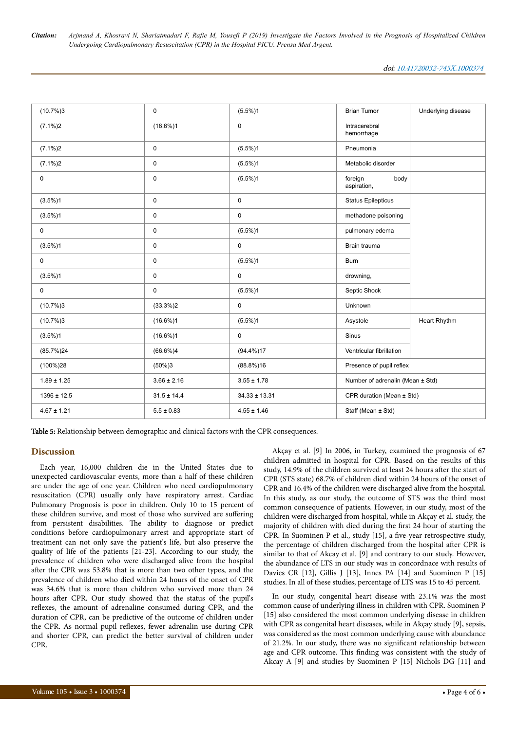| (10.7%)3 | 0 | (5.5%)1 | Brian Tumor | Underlying disease |
|---|---|---|---|---|
| (7.1%)2 | (16.6%)1 | 0 | Intracerebral hemorrhage | |
| (7.1%)2 | 0 | (5.5%)1 | Pneumonia | |
| (7.1%)2 | 0 | (5.5%)1 | Metabolic disorder | |
| 0 | 0 | (5.5%)1 | foreign body aspiration, | |
| (3.5%)1 | 0 | 0 | Status Epilepticus | |
| (3.5%)1 | 0 | 0 | methadone poisoning | |
| 0 | 0 | (5.5%)1 | pulmonary edema | |
| (3.5%)1 | 0 | 0 | Brain trauma | |
| 0 | 0 | (5.5%)1 | Burn | |
| (3.5%)1 | 0 | 0 | drowning, | |
| 0 | 0 | (5.5%)1 | Septic Shock | |
| (10.7%)3 | (33.3%)2 | 0 | Unknown | |
| (10.7%)3 | (16.6%)1 | (5.5%)1 | Asystole | Heart Rhythm |
| (3.5%)1 | (16.6%)1 | 0 | Sinus | |
| (85.7%)24 | (66.6%)4 | (94.4%)17 | Ventricular fibrillation | |
| (100%)28 | (50%)3 | (88.8%)16 | Presence of pupil reflex | |
| 1.89 ± 1.25 | 3.66 ± 2.16 | 3.55 ± 1.78 | Number of adrenalin (Mean ± Std) | |
| 1396 ± 12.5 | 31.5 ± 14.4 | 34.33 ± 13.31 | CPR duration (Mean ± Std) | |
| 4.67 ± 1.21 | 5.5 ± 0.83 | 4.55 ± 1.46 | Staff (Mean ± Std) | |

**Table 5:** Relationship between demographic and clinical factors with the CPR consequences.

## Discussion

Each year, 16,000 children die in the United States due to unexpected cardiovascular events, more than a half of these children are under the age of one year. Children who need cardiopulmonary resuscitation (CPR) usually only have respiratory arrest. Cardiac Pulmonary Prognosis is poor in children. Only 10 to 15 percent of these children survive, and most of those who survived are suffering from persistent disabilities. The ability to diagnose or predict conditions before cardiopulmonary arrest and appropriate start of treatment can not only save the patient's life, but also preserve the quality of life of the patients [21-23]. According to our study, the prevalence of children who were discharged alive from the hospital after the CPR was 53.8% that is more than two other types, and the prevalence of children who died within 24 hours of the onset of CPR was 34.6% that is more than children who survived more than 24 hours after CPR. Our study showed that the status of the pupil's reflexes, the amount of adrenaline consumed during CPR, and the duration of CPR, can be predictive of the outcome of children under the CPR. As normal pupil reflexes, fewer adrenalin use during CPR and shorter CPR, can predict the better survival of children under CPR.

Akçay et al. [9] In 2006, in Turkey, examined the prognosis of 67 children admitted in hospital for CPR. Based on the results of this study, 14.9% of the children survived at least 24 hours after the start of CPR (STS state) 68.7% of children died within 24 hours of the onset of CPR and 16.4% of the children were discharged alive from the hospital. In this study, as our study, the outcome of STS was the third most common consequence of patients. However, in our study, most of the children were discharged from hospital, while in Akçay et al. study, the majority of children with died during the first 24 hour of starting the CPR. In Suominen P et al., study [15], a five-year retrospective study, the percentage of children discharged from the hospital after CPR is similar to that of Akcay et al. [9] and contrary to our study. However, the abundance of LTS in our study was in concordnace with results of Davies CR [12], Gillis J [13], Innes PA [14] and Suominen P [15] studies. In all of these studies, percentage of LTS was 15 to 45 percent.

In our study, congenital heart disease with 23.1% was the most common cause of underlying illness in children with CPR. Suominen P [15] also considered the most common underlying disease in children with CPR as congenital heart diseases, while in Akçay study [9], sepsis, was considered as the most common underlying cause with abundance of 21.2%. In our study, there was no significant relationship between age and CPR outcome. This finding was consistent with the study of Akcay A [9] and studies by Suominen P [15] Nichols DG [11] and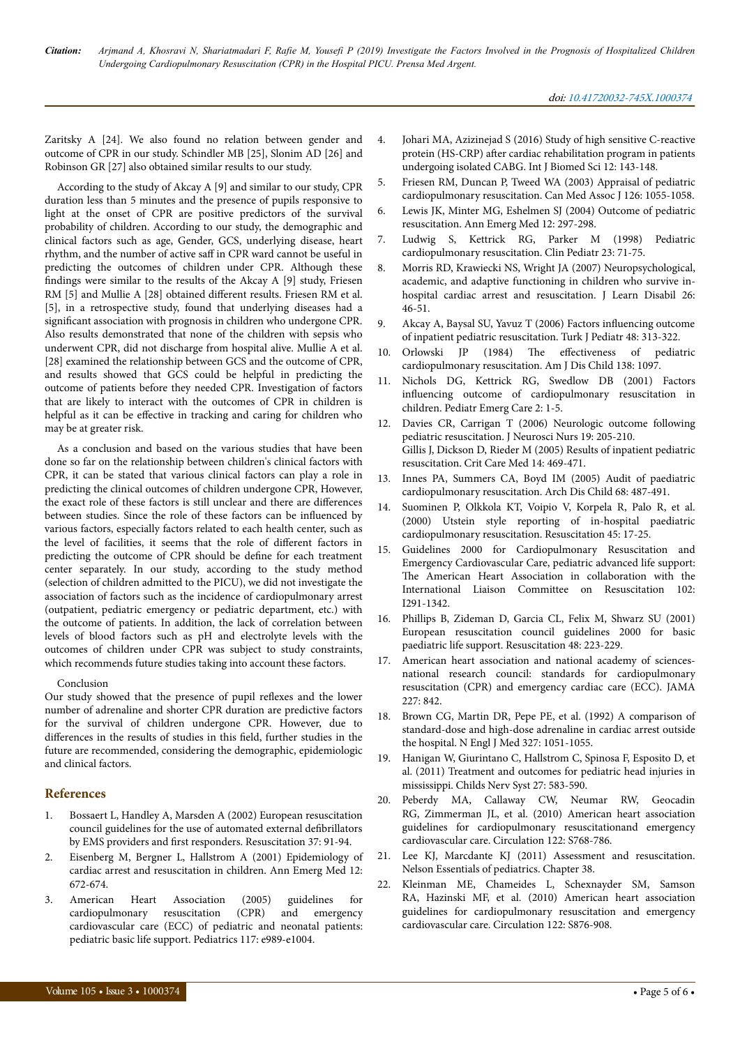Zaritsky A [24]. We also found no relation between gender and outcome of CPR in our study. Schindler MB [25], Slonim AD [26] and Robinson GR [27] also obtained similar results to our study.

According to the study of Akcay A [9] and similar to our study, CPR duration less than 5 minutes and the presence of pupils responsive to light at the onset of CPR are positive predictors of the survival probability of children. According to our study, the demographic and clinical factors such as age, Gender, GCS, underlying disease, heart rhythm, and the number of active saff in CPR ward cannot be useful in predicting the outcomes of children under CPR. Although these findings were similar to the results of the Akcay A [9] study, Friesen RM [5] and Mullie A [28] obtained different results. Friesen RM et al. [5], in a retrospective study, found that underlying diseases had a significant association with prognosis in children who undergone CPR. Also results demonstrated that none of the children with sepsis who underwent CPR, did not discharge from hospital alive. Mullie A et al. [28] examined the relationship between GCS and the outcome of CPR, and results showed that GCS could be helpful in predicting the outcome of patients before they needed CPR. Investigation of factors that are likely to interact with the outcomes of CPR in children is helpful as it can be effective in tracking and caring for children who may be at greater risk.

As a conclusion and based on the various studies that have been done so far on the relationship between children's clinical factors with CPR, it can be stated that various clinical factors can play a role in predicting the clinical outcomes of children undergone CPR, However, the exact role of these factors is still unclear and there are differences between studies. Since the role of these factors can be influenced by various factors, especially factors related to each health center, such as the level of facilities, it seems that the role of different factors in predicting the outcome of CPR should be define for each treatment center separately. In our study, according to the study method (selection of children admitted to the PICU), we did not investigate the association of factors such as the incidence of cardiopulmonary arrest (outpatient, pediatric emergency or pediatric department, etc.) with the outcome of patients. In addition, the lack of correlation between levels of blood factors such as pH and electrolyte levels with the outcomes of children under CPR was subject to study constraints, which recommends future studies taking into account these factors.

Conclusion

Our study showed that the presence of pupil reflexes and the lower number of adrenaline and shorter CPR duration are predictive factors for the survival of children undergone CPR. However, due to differences in the results of studies in this field, further studies in the future are recommended, considering the demographic, epidemiologic and clinical factors.

## References

1. Bossaert L, Handley A, Marsden A (2002) European resuscitation council guidelines for the use of automated external defibrillators by EMS providers and first responders. Resuscitation 37: 91-94.
2. Eisenberg M, Bergner L, Hallstrom A (2001) Epidemiology of cardiac arrest and resuscitation in children. Ann Emerg Med 12: 672-674.
3. American Heart Association (2005) guidelines for cardiopulmonary resuscitation (CPR) and emergency cardiovascular care (ECC) of pediatric and neonatal patients: pediatric basic life support. Pediatrics 117: e989-e1004.
4. Johari MA, Azizinejad S (2016) Study of high sensitive C-reactive protein (HS-CRP) after cardiac rehabilitation program in patients undergoing isolated CABG. Int J Biomed Sci 12: 143-148.
5. Friesen RM, Duncan P, Tweed WA (2003) Appraisal of pediatric cardiopulmonary resuscitation. Can Med Assoc J 126: 1055-1058.
6. Lewis JK, Minter MG, Eshelmen SJ (2004) Outcome of pediatric resuscitation. Ann Emerg Med 12: 297-298.
7. Ludwig S, Kettrick RG, Parker M (1998) Pediatric cardiopulmonary resuscitation. Clin Pediatr 23: 71-75.
8. Morris RD, Krawiecki NS, Wright JA (2007) Neuropsychological, academic, and adaptive functioning in children who survive in-hospital cardiac arrest and resuscitation. J Learn Disabil 26: 46-51.
9. Akcay A, Baysal SU, Yavuz T (2006) Factors influencing outcome of inpatient pediatric resuscitation. Turk J Pediatr 48: 313-322.
10. Orlowski JP (1984) The effectiveness of pediatric cardiopulmonary resuscitation. Am J Dis Child 138: 1097.
11. Nichols DG, Kettrick RG, Swedlow DB (2001) Factors influencing outcome of cardiopulmonary resuscitation in children. Pediatr Emerg Care 2: 1-5.
12. Davies CR, Carrigan T (2006) Neurologic outcome following pediatric resuscitation. J Neurosci Nurs 19: 205-210.
    Gillis J, Dickson D, Rieder M (2005) Results of inpatient pediatric resuscitation. Crit Care Med 14: 469-471.
13. Innes PA, Summers CA, Boyd IM (2005) Audit of paediatric cardiopulmonary resuscitation. Arch Dis Child 68: 487-491.
14. Suominen P, Olkkola KT, Voipio V, Korpela R, Palo R, et al. (2000) Utstein style reporting of in-hospital paediatric cardiopulmonary resuscitation. Resuscitation 45: 17-25.
15. Guidelines 2000 for Cardiopulmonary Resuscitation and Emergency Cardiovascular Care, pediatric advanced life support: The American Heart Association in collaboration with the International Liaison Committee on Resuscitation 102: I291-1342.
16. Phillips B, Zideman D, Garcia CL, Felix M, Shwarz SU (2001) European resuscitation council guidelines 2000 for basic paediatric life support. Resuscitation 48: 223-229.
17. American heart association and national academy of sciences-national research council: standards for cardiopulmonary resuscitation (CPR) and emergency cardiac care (ECC). JAMA 227: 842.
18. Brown CG, Martin DR, Pepe PE, et al. (1992) A comparison of standard-dose and high-dose adrenaline in cardiac arrest outside the hospital. N Engl J Med 327: 1051-1055.
19. Hanigan W, Giurintano C, Hallstrom C, Spinosa F, Esposito D, et al. (2011) Treatment and outcomes for pediatric head injuries in mississippi. Childs Nerv Syst 27: 583-590.
20. Peberdy MA, Callaway CW, Neumar RW, Geocadin RG, Zimmerman JL, et al. (2010) American heart association guidelines for cardiopulmonary resuscitationand emergency cardiovascular care. Circulation 122: S768-786.
21. Lee KJ, Marcdante KJ (2011) Assessment and resuscitation. Nelson Essentials of pediatrics. Chapter 38.
22. Kleinman ME, Chameides L, Schexnayder SM, Samson RA, Hazinski MF, et al. (2010) American heart association guidelines for cardiopulmonary resuscitation and emergency cardiovascular care. Circulation 122: S876-908.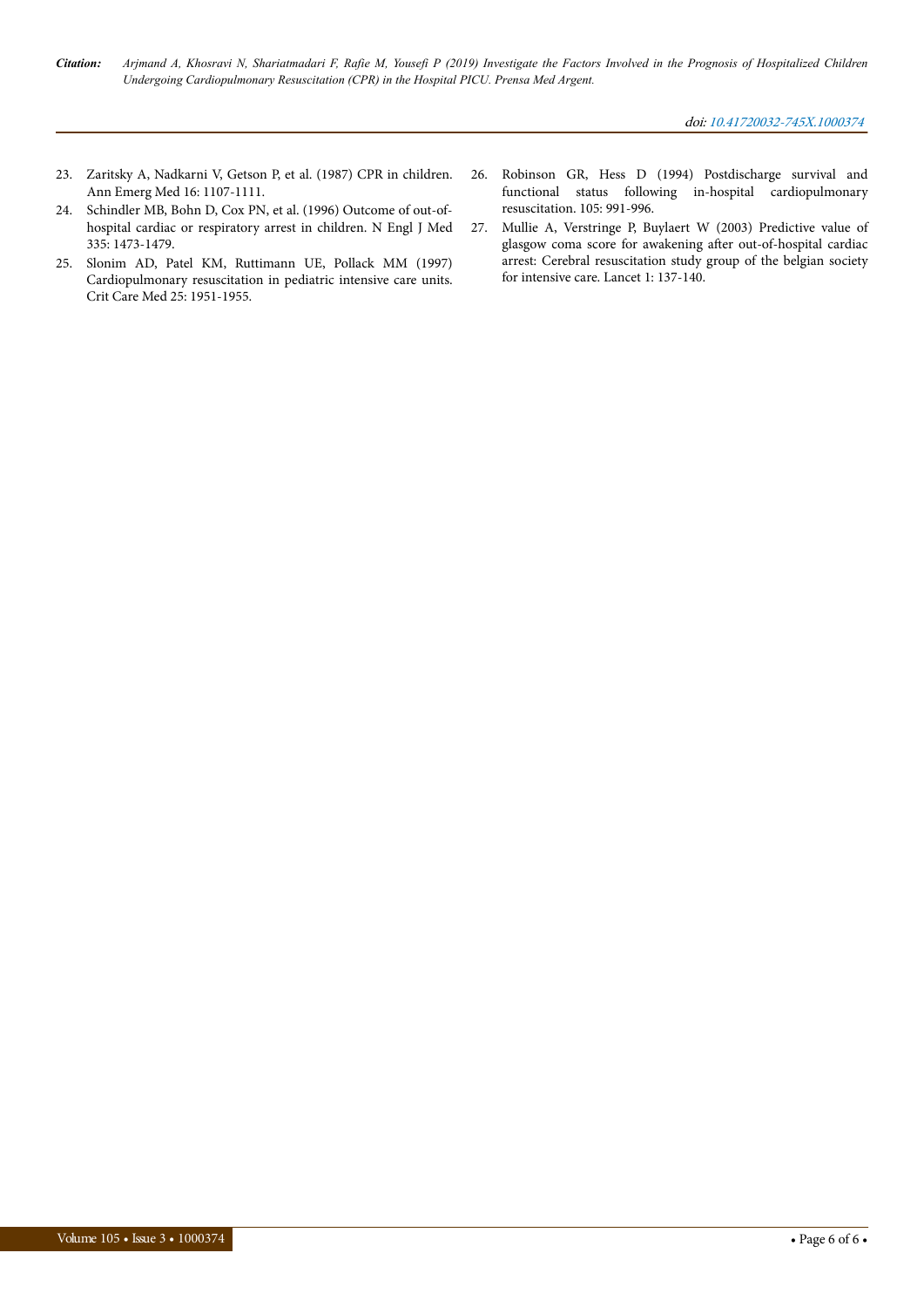23. Zaritsky A, Nadkarni V, Getson P, et al. (1987) CPR in children. Ann Emerg Med 16: 1107-1111.
24. Schindler MB, Bohn D, Cox PN, et al. (1996) Outcome of out-of-hospital cardiac or respiratory arrest in children. N Engl J Med 335: 1473-1479.
25. Slonim AD, Patel KM, Ruttimann UE, Pollack MM (1997) Cardiopulmonary resuscitation in pediatric intensive care units. Crit Care Med 25: 1951-1955.
26. Robinson GR, Hess D (1994) Postdischarge survival and functional status following in-hospital cardiopulmonary resuscitation. 105: 991-996.
27. Mullie A, Verstringe P, Buylaert W (2003) Predictive value of glasgow coma score for awakening after out-of-hospital cardiac arrest: Cerebral resuscitation study group of the belgian society for intensive care. Lancet 1: 137-140.